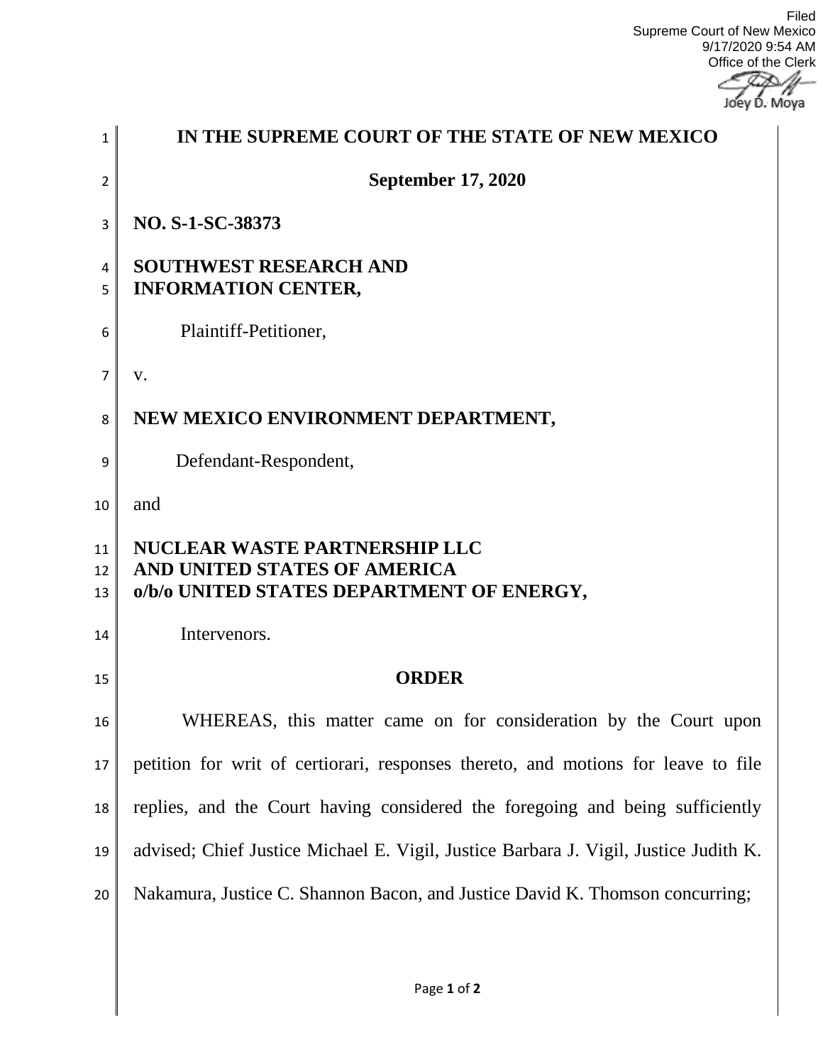Filed
Supreme Court of New Mexico
9/17/2020 9:54 AM
Office of the Clerk

Joey D. Moya

# IN THE SUPREME COURT OF THE STATE OF NEW MEXICO

**September 17, 2020**

**NO. S-1-SC-38373**

**SOUTHWEST RESEARCH AND INFORMATION CENTER,**

Plaintiff-Petitioner,

v.

**NEW MEXICO ENVIRONMENT DEPARTMENT,**

Defendant-Respondent,

and

**NUCLEAR WASTE PARTNERSHIP LLC AND UNITED STATES OF AMERICA o/b/o UNITED STATES DEPARTMENT OF ENERGY,**

Intervenors.

## ORDER

WHEREAS, this matter came on for consideration by the Court upon petition for writ of certiorari, responses thereto, and motions for leave to file replies, and the Court having considered the foregoing and being sufficiently advised; Chief Justice Michael E. Vigil, Justice Barbara J. Vigil, Justice Judith K. Nakamura, Justice C. Shannon Bacon, and Justice David K. Thomson concurring;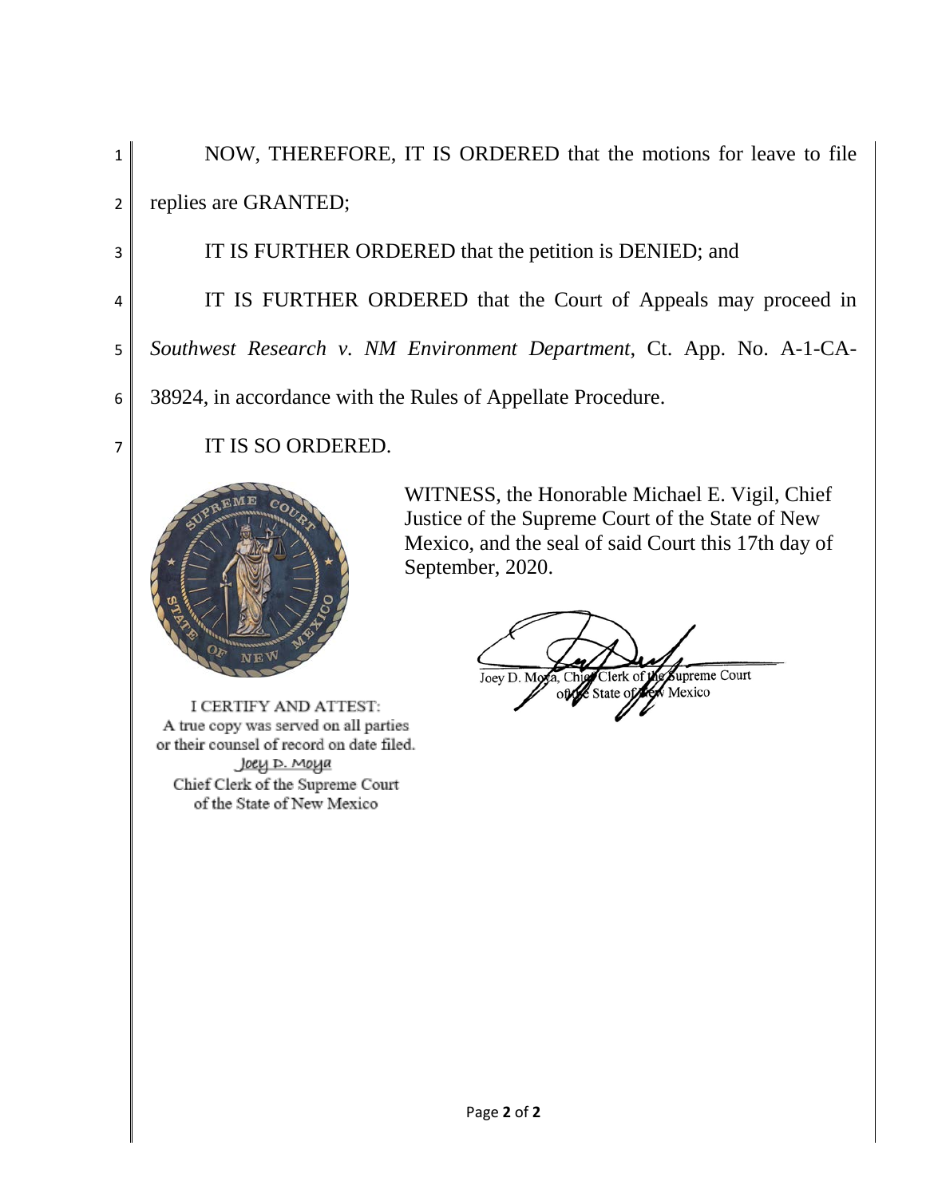NOW, THEREFORE, IT IS ORDERED that the motions for leave to file replies are GRANTED;

IT IS FURTHER ORDERED that the petition is DENIED; and

IT IS FURTHER ORDERED that the Court of Appeals may proceed in *Southwest Research v. NM Environment Department*, Ct. App. No. A-1-CA-38924, in accordance with the Rules of Appellate Procedure.

IT IS SO ORDERED.

WITNESS, the Honorable Michael E. Vigil, Chief Justice of the Supreme Court of the State of New Mexico, and the seal of said Court this 17th day of September, 2020.

Joey D. Moya, Chief Clerk of the Supreme Court of the State of New Mexico

I CERTIFY AND ATTEST:
A true copy was served on all parties or their counsel of record on date filed.
Joey D. Moya
Chief Clerk of the Supreme Court of the State of New Mexico